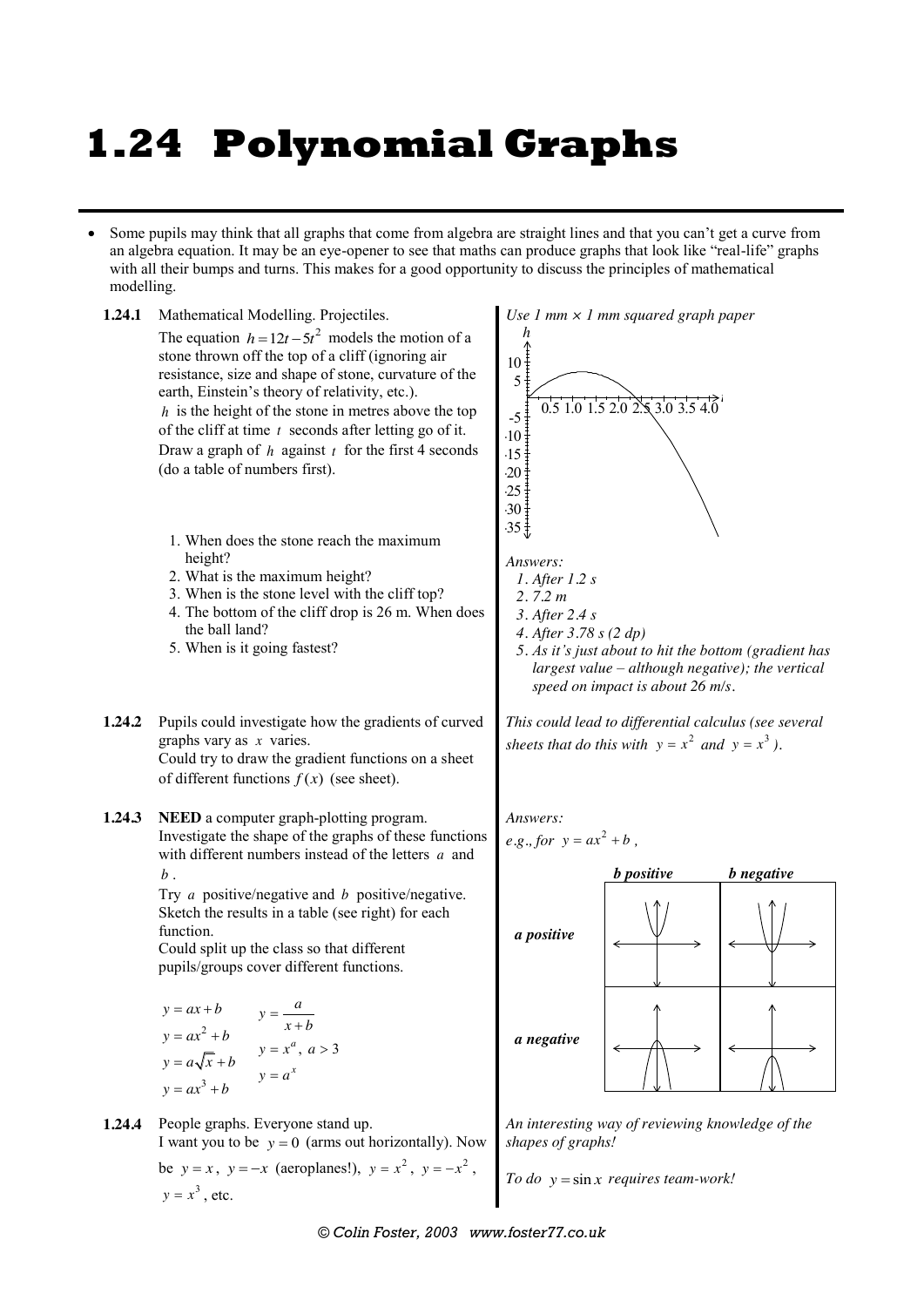# 1.24 Polynomial Graphs

- Some pupils may think that all graphs that come from algebra are straight lines and that you can't get a curve from an algebra equation. It may be an eye-opener to see that maths can produce graphs that look like "real-life" graphs with all their bumps and turns. This makes for a good opportunity to discuss the principles of mathematical modelling.

**1.24.1** Mathematical Modelling. Projectiles.

The equation $h = 12t - 5t^2$ models the motion of a stone thrown off the top of a cliff (ignoring air resistance, size and shape of stone, curvature of the earth, Einstein's theory of relativity, etc.).

$h$ is the height of the stone in metres above the top of the cliff at time $t$ seconds after letting go of it. Draw a graph of $h$ against $t$ for the first 4 seconds (do a table of numbers first).

1. When does the stone reach the maximum height?
2. What is the maximum height?
3. When is the stone level with the cliff top?
4. The bottom of the cliff drop is 26 m. When does the ball land?
5. When is it going fastest?

*Use 1 mm × 1 mm squared graph paper*

*Answers:*

1. *After 1.2 s*
2. *7.2 m*
3. *After 2.4 s*
4. *After 3.78 s (2 dp)*
5. *As it's just about to hit the bottom (gradient has largest value – although negative); the vertical speed on impact is about 26 m/s.*

**1.24.2** Pupils could investigate how the gradients of curved graphs vary as $x$ varies.

Could try to draw the gradient functions on a sheet of different functions $f(x)$ (see sheet).

*This could lead to differential calculus (see several sheets that do this with $y = x^2$ and $y = x^3$).*

**1.24.3** **NEED** a computer graph-plotting program.

Investigate the shape of the graphs of these functions with different numbers instead of the letters $a$ and $b$.

Try $a$ positive/negative and $b$ positive/negative. Sketch the results in a table (see right) for each function.

Could split up the class so that different pupils/groups cover different functions.

$y = ax + b$

$y = ax^2 + b$

$y = a\sqrt{x} + b$

$y = ax^3 + b$

$y = \dfrac{a}{x+b}$

$y = x^a$, $a > 3$

$y = a^x$

*Answers:*

*e.g., for $y = ax^2 + b$,*

| | ***b positive*** | ***b negative*** |
|---|---|---|
| ***a positive*** | | |
| ***a negative*** | | |

**1.24.4** People graphs. Everyone stand up.

I want you to be $y = 0$ (arms out horizontally). Now be $y = x$, $y = -x$ (aeroplanes!), $y = x^2$, $y = -x^2$, $y = x^3$, etc.

*An interesting way of reviewing knowledge of the shapes of graphs!*

*To do $y = \sin x$ requires team-work!*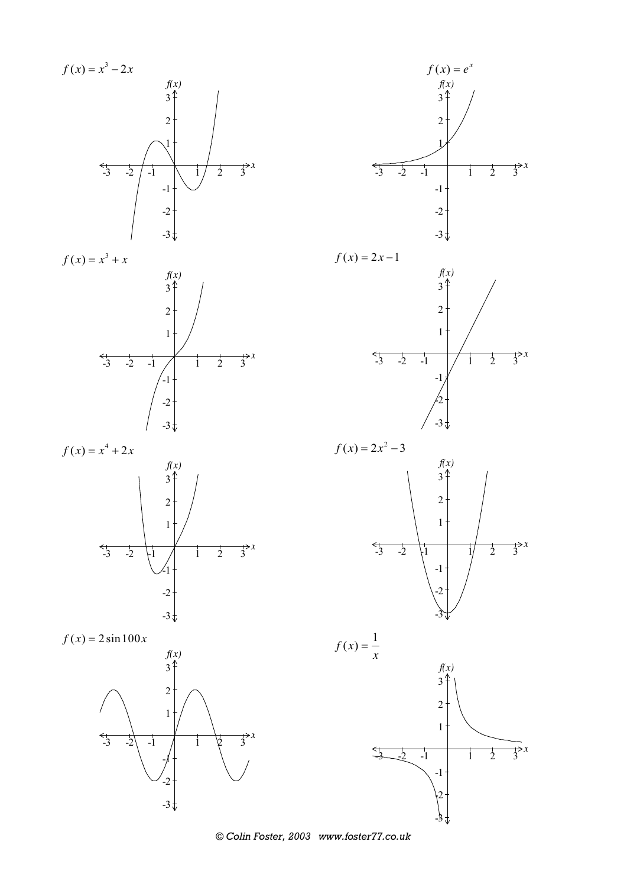$f(x) = x^3 - 2x$

$f(x) = e^x$

$f(x) = x^3 + x$

$f(x) = 2x - 1$

$f(x) = x^4 + 2x$

$f(x) = 2x^2 - 3$

$f(x) = 2\sin 100x$

$f(x) = \dfrac{1}{x}$

© Colin Foster, 2003 www.foster77.co.uk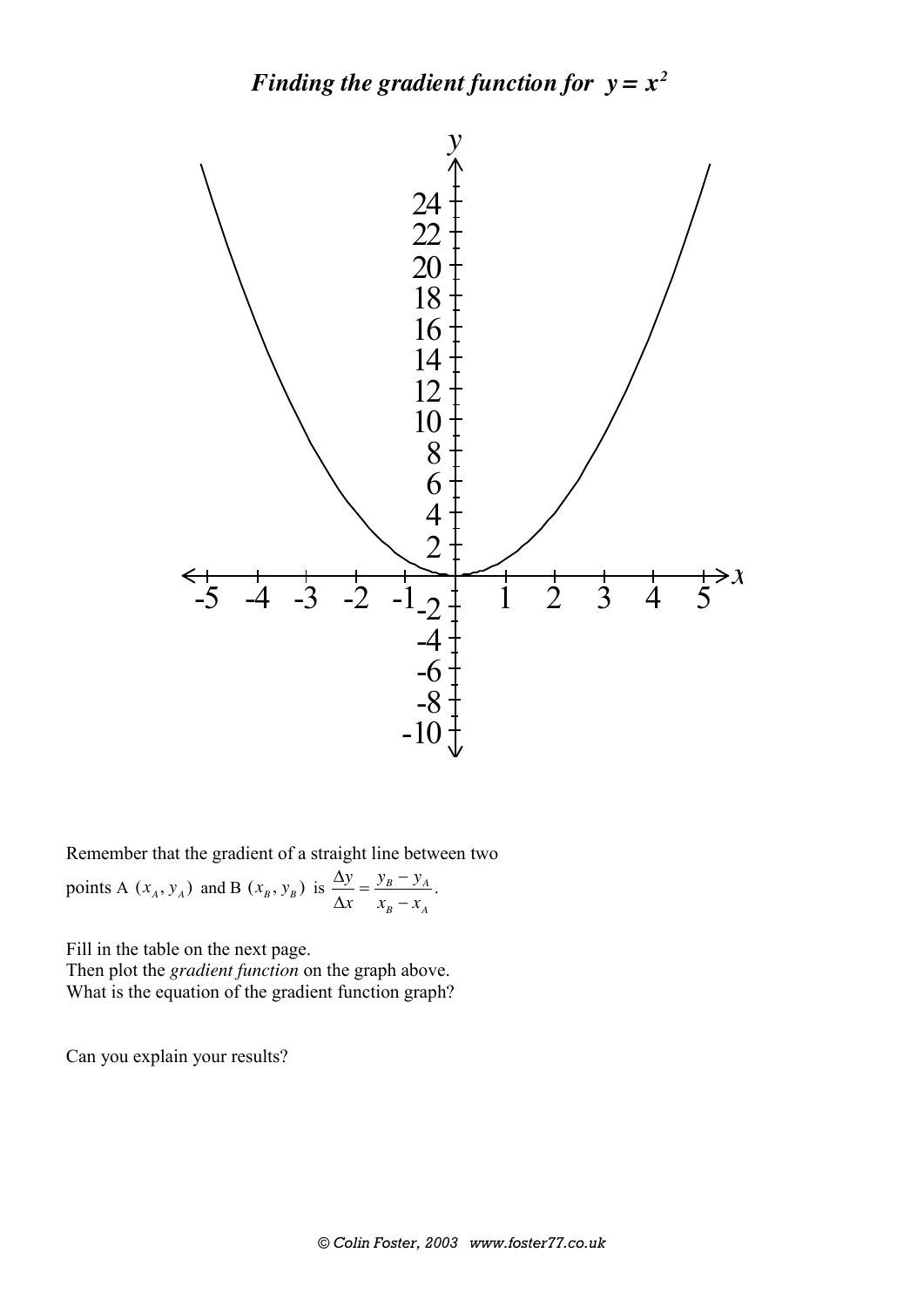# *Finding the gradient function for $y = x^2$*

Remember that the gradient of a straight line between two points A $(x_A, y_A)$ and B $(x_B, y_B)$ is $\frac{\Delta y}{\Delta x} = \frac{y_B - y_A}{x_B - x_A}$.

Fill in the table on the next page.
Then plot the *gradient function* on the graph above.
What is the equation of the gradient function graph?

Can you explain your results?

© Colin Foster, 2003 www.foster77.co.uk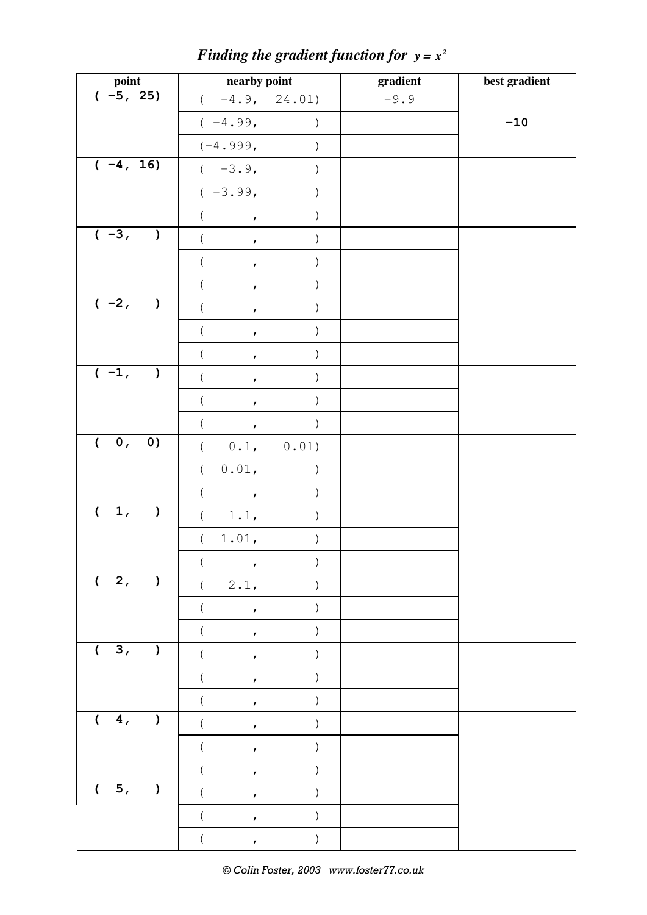## *Finding the gradient function for $y = x^2$*

| point | nearby point | gradient | best gradient |
|---|---|---|---|
| ( −5, 25) | ( −4.9, 24.01) | −9.9 | |
| | ( −4.99, ) | | −10 |
| | (−4.999, ) | | |
| ( −4, 16) | ( −3.9, ) | | |
| | ( −3.99, ) | | |
| | ( , ) | | |
| ( −3, ) | ( , ) | | |
| | ( , ) | | |
| | ( , ) | | |
| ( −2, ) | ( , ) | | |
| | ( , ) | | |
| | ( , ) | | |
| ( −1, ) | ( , ) | | |
| | ( , ) | | |
| | ( , ) | | |
| ( 0, 0) | ( 0.1, 0.01) | | |
| | ( 0.01, ) | | |
| | ( , ) | | |
| ( 1, ) | ( 1.1, ) | | |
| | ( 1.01, ) | | |
| | ( , ) | | |
| ( 2, ) | ( 2.1, ) | | |
| | ( , ) | | |
| | ( , ) | | |
| ( 3, ) | ( , ) | | |
| | ( , ) | | |
| | ( , ) | | |
| ( 4, ) | ( , ) | | |
| | ( , ) | | |
| | ( , ) | | |
| ( 5, ) | ( , ) | | |
| | ( , ) | | |
| | ( , ) | | |

*© Colin Foster, 2003 www.foster77.co.uk*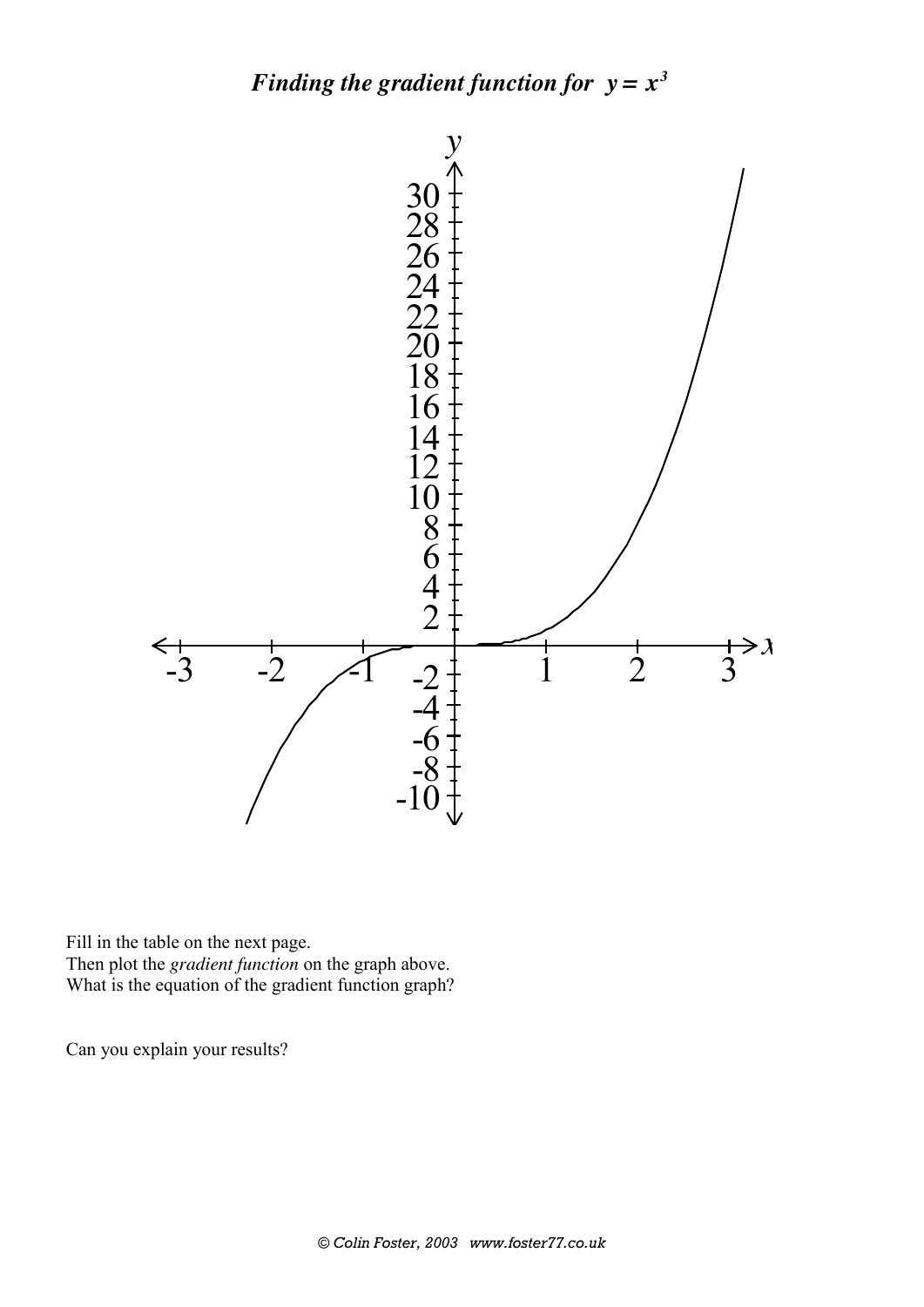# *Finding the gradient function for $y = x^3$*

Fill in the table on the next page.
Then plot the *gradient function* on the graph above.
What is the equation of the gradient function graph?

Can you explain your results?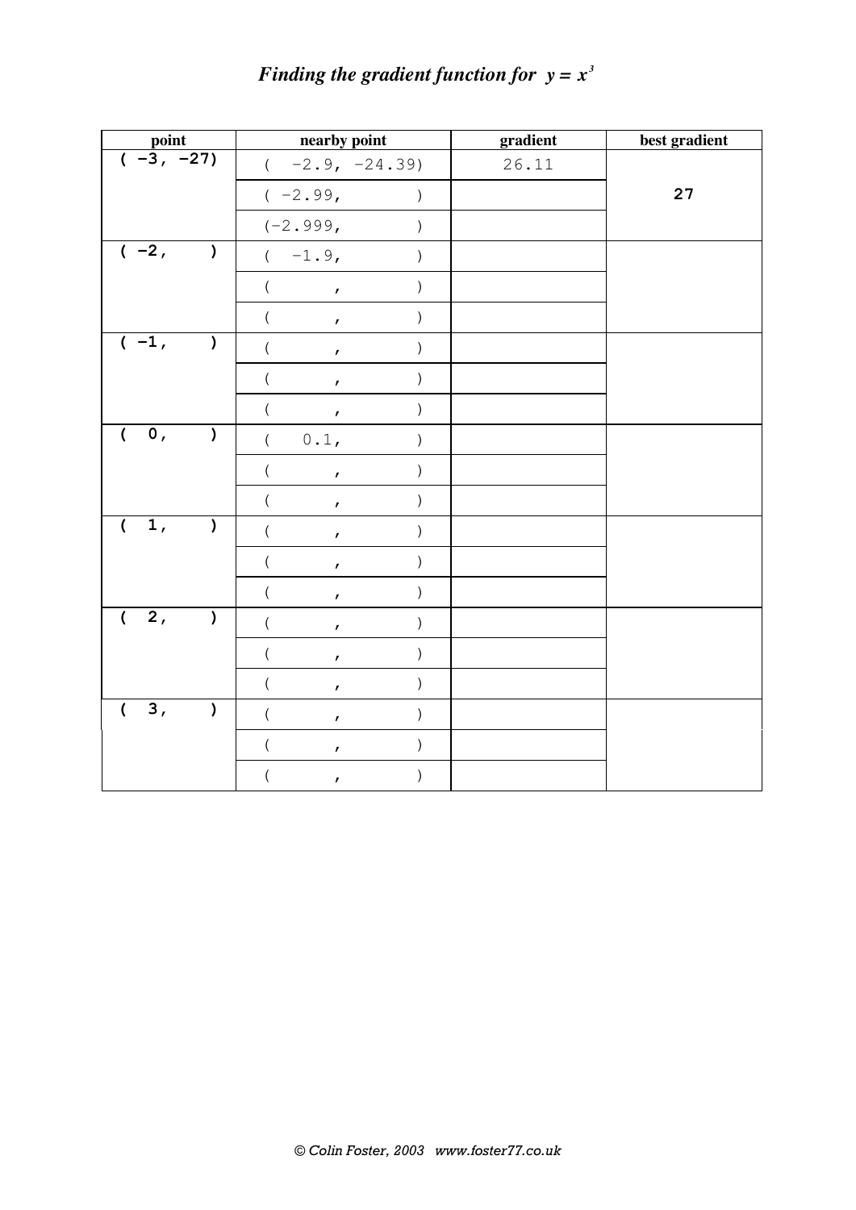# *Finding the gradient function for $y = x^3$*

| point | nearby point | gradient | best gradient |
|---|---|---|---|
| ( −3, −27) | ( −2.9, −24.39) | 26.11 | 27 |
| | ( −2.99, ) | | |
| | (−2.999, ) | | |
| ( −2, ) | ( −1.9, ) | | |
| | ( , ) | | |
| | ( , ) | | |
| ( −1, ) | ( , ) | | |
| | ( , ) | | |
| | ( , ) | | |
| ( 0, ) | ( 0.1, ) | | |
| | ( , ) | | |
| | ( , ) | | |
| ( 1, ) | ( , ) | | |
| | ( , ) | | |
| | ( , ) | | |
| ( 2, ) | ( , ) | | |
| | ( , ) | | |
| | ( , ) | | |
| ( 3, ) | ( , ) | | |
| | ( , ) | | |
| | ( , ) | | |

*© Colin Foster, 2003 www.foster77.co.uk*